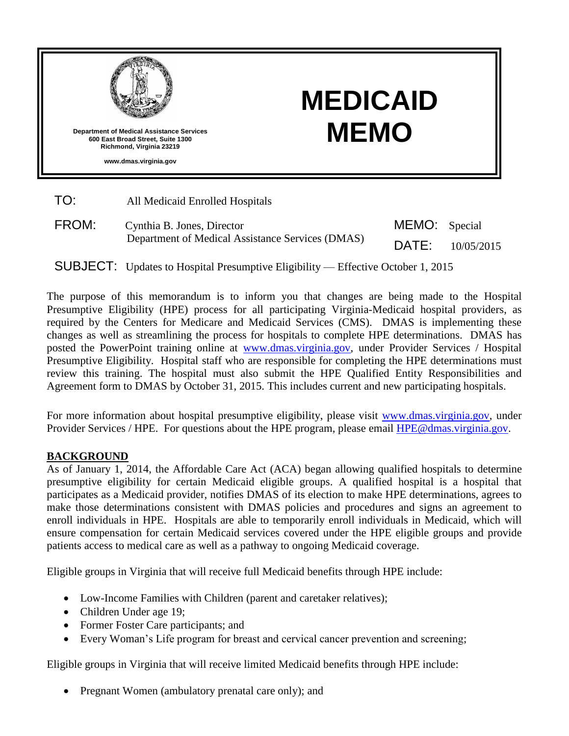Department of Medical Assistance Services
600 East Broad Street, Suite 1300
Richmond, Virginia 23219

www.dmas.virginia.gov

# MEDICAID MEMO

TO: All Medicaid Enrolled Hospitals

FROM: Cynthia B. Jones, Director
Department of Medical Assistance Services (DMAS)

MEMO: Special

DATE: 10/05/2015

SUBJECT: Updates to Hospital Presumptive Eligibility — Effective October 1, 2015

The purpose of this memorandum is to inform you that changes are being made to the Hospital Presumptive Eligibility (HPE) process for all participating Virginia-Medicaid hospital providers, as required by the Centers for Medicare and Medicaid Services (CMS). DMAS is implementing these changes as well as streamlining the process for hospitals to complete HPE determinations. DMAS has posted the PowerPoint training online at www.dmas.virginia.gov, under Provider Services / Hospital Presumptive Eligibility. Hospital staff who are responsible for completing the HPE determinations must review this training. The hospital must also submit the HPE Qualified Entity Responsibilities and Agreement form to DMAS by October 31, 2015. This includes current and new participating hospitals.

For more information about hospital presumptive eligibility, please visit www.dmas.virginia.gov, under Provider Services / HPE. For questions about the HPE program, please email HPE@dmas.virginia.gov.

## BACKGROUND

As of January 1, 2014, the Affordable Care Act (ACA) began allowing qualified hospitals to determine presumptive eligibility for certain Medicaid eligible groups. A qualified hospital is a hospital that participates as a Medicaid provider, notifies DMAS of its election to make HPE determinations, agrees to make those determinations consistent with DMAS policies and procedures and signs an agreement to enroll individuals in HPE. Hospitals are able to temporarily enroll individuals in Medicaid, which will ensure compensation for certain Medicaid services covered under the HPE eligible groups and provide patients access to medical care as well as a pathway to ongoing Medicaid coverage.

Eligible groups in Virginia that will receive full Medicaid benefits through HPE include:

- Low-Income Families with Children (parent and caretaker relatives);
- Children Under age 19;
- Former Foster Care participants; and
- Every Woman's Life program for breast and cervical cancer prevention and screening;

Eligible groups in Virginia that will receive limited Medicaid benefits through HPE include:

- Pregnant Women (ambulatory prenatal care only); and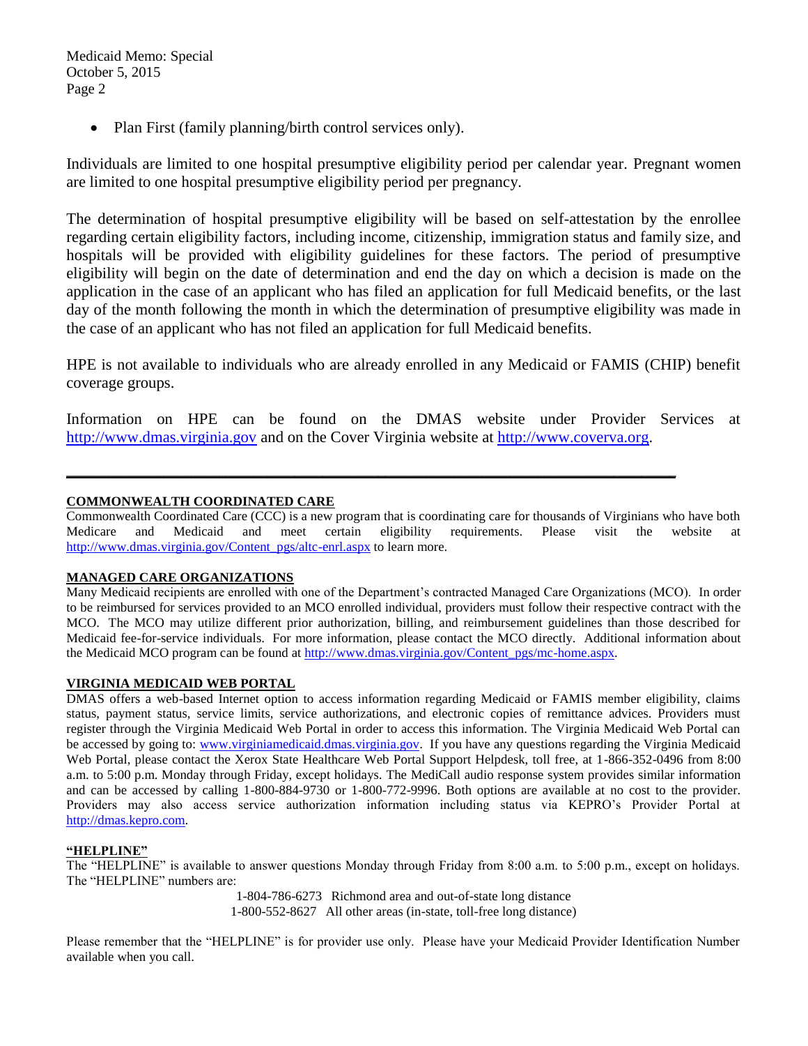- Plan First (family planning/birth control services only).

Individuals are limited to one hospital presumptive eligibility period per calendar year. Pregnant women are limited to one hospital presumptive eligibility period per pregnancy.

The determination of hospital presumptive eligibility will be based on self-attestation by the enrollee regarding certain eligibility factors, including income, citizenship, immigration status and family size, and hospitals will be provided with eligibility guidelines for these factors. The period of presumptive eligibility will begin on the date of determination and end the day on which a decision is made on the application in the case of an applicant who has filed an application for full Medicaid benefits, or the last day of the month following the month in which the determination of presumptive eligibility was made in the case of an applicant who has not filed an application for full Medicaid benefits.

HPE is not available to individuals who are already enrolled in any Medicaid or FAMIS (CHIP) benefit coverage groups.

Information on HPE can be found on the DMAS website under Provider Services at http://www.dmas.virginia.gov and on the Cover Virginia website at http://www.coverva.org.

---

**COMMONWEALTH COORDINATED CARE**

Commonwealth Coordinated Care (CCC) is a new program that is coordinating care for thousands of Virginians who have both Medicare and Medicaid and meet certain eligibility requirements. Please visit the website at http://www.dmas.virginia.gov/Content_pgs/altc-enrl.aspx to learn more.

**MANAGED CARE ORGANIZATIONS**

Many Medicaid recipients are enrolled with one of the Department's contracted Managed Care Organizations (MCO). In order to be reimbursed for services provided to an MCO enrolled individual, providers must follow their respective contract with the MCO. The MCO may utilize different prior authorization, billing, and reimbursement guidelines than those described for Medicaid fee-for-service individuals. For more information, please contact the MCO directly. Additional information about the Medicaid MCO program can be found at http://www.dmas.virginia.gov/Content_pgs/mc-home.aspx.

**VIRGINIA MEDICAID WEB PORTAL**

DMAS offers a web-based Internet option to access information regarding Medicaid or FAMIS member eligibility, claims status, payment status, service limits, service authorizations, and electronic copies of remittance advices. Providers must register through the Virginia Medicaid Web Portal in order to access this information. The Virginia Medicaid Web Portal can be accessed by going to: www.virginiamedicaid.dmas.virginia.gov. If you have any questions regarding the Virginia Medicaid Web Portal, please contact the Xerox State Healthcare Web Portal Support Helpdesk, toll free, at 1-866-352-0496 from 8:00 a.m. to 5:00 p.m. Monday through Friday, except holidays. The MediCall audio response system provides similar information and can be accessed by calling 1-800-884-9730 or 1-800-772-9996. Both options are available at no cost to the provider. Providers may also access service authorization information including status via KEPRO's Provider Portal at http://dmas.kepro.com.

**"HELPLINE"**

The "HELPLINE" is available to answer questions Monday through Friday from 8:00 a.m. to 5:00 p.m., except on holidays. The "HELPLINE" numbers are:

1-804-786-6273 Richmond area and out-of-state long distance
1-800-552-8627 All other areas (in-state, toll-free long distance)

Please remember that the "HELPLINE" is for provider use only. Please have your Medicaid Provider Identification Number available when you call.